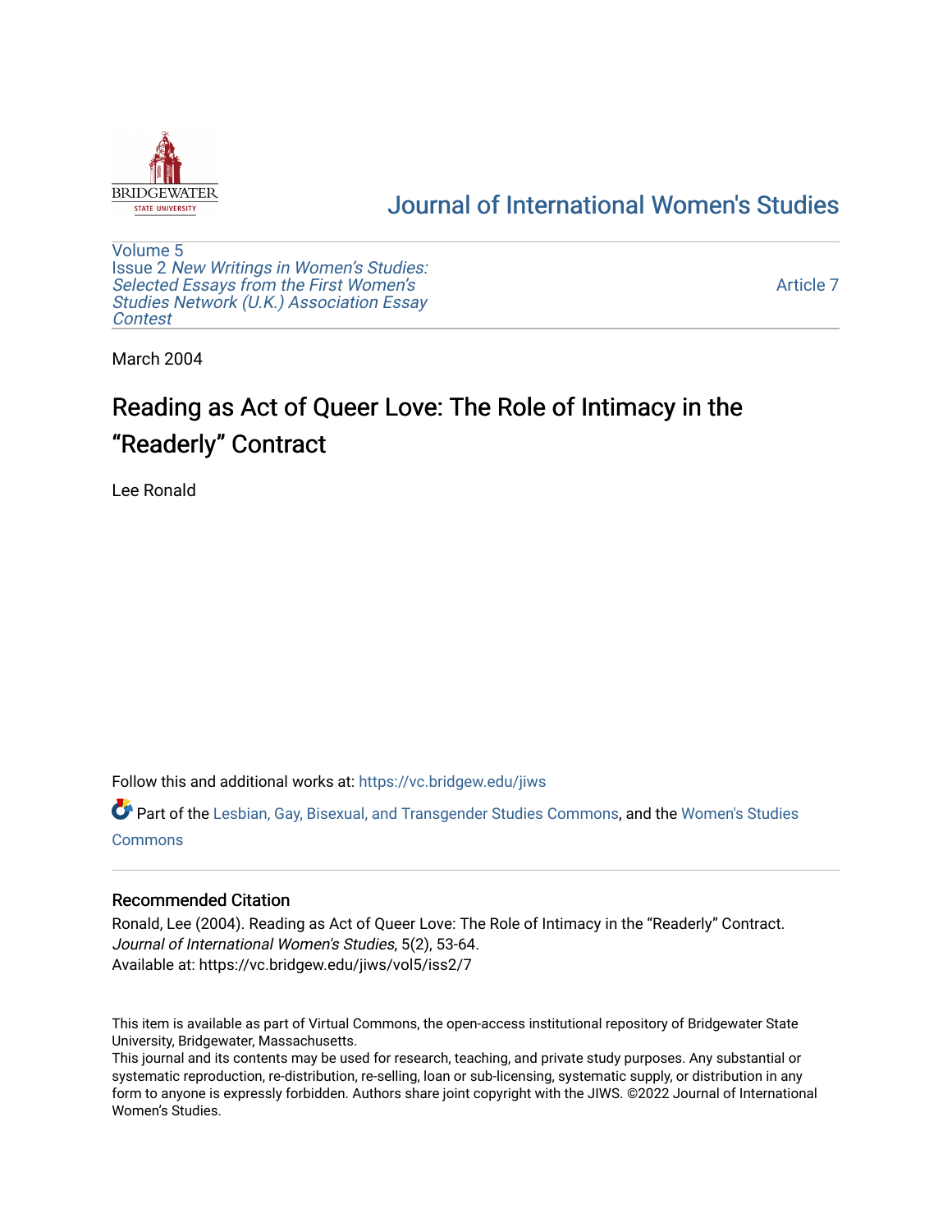# Journal of International Women's Studies

Volume 5
Issue 2 *New Writings in Women's Studies: Selected Essays from the First Women's Studies Network (U.K.) Association Essay Contest*

Article 7

March 2004

# Reading as Act of Queer Love: The Role of Intimacy in the "Readerly" Contract

Lee Ronald

Follow this and additional works at: https://vc.bridgew.edu/jiws

Part of the Lesbian, Gay, Bisexual, and Transgender Studies Commons, and the Women's Studies Commons

## Recommended Citation

Ronald, Lee (2004). Reading as Act of Queer Love: The Role of Intimacy in the "Readerly" Contract. *Journal of International Women's Studies*, 5(2), 53-64.
Available at: https://vc.bridgew.edu/jiws/vol5/iss2/7

This item is available as part of Virtual Commons, the open-access institutional repository of Bridgewater State University, Bridgewater, Massachusetts.
This journal and its contents may be used for research, teaching, and private study purposes. Any substantial or systematic reproduction, re-distribution, re-selling, loan or sub-licensing, systematic supply, or distribution in any form to anyone is expressly forbidden. Authors share joint copyright with the JIWS. ©2022 Journal of International Women's Studies.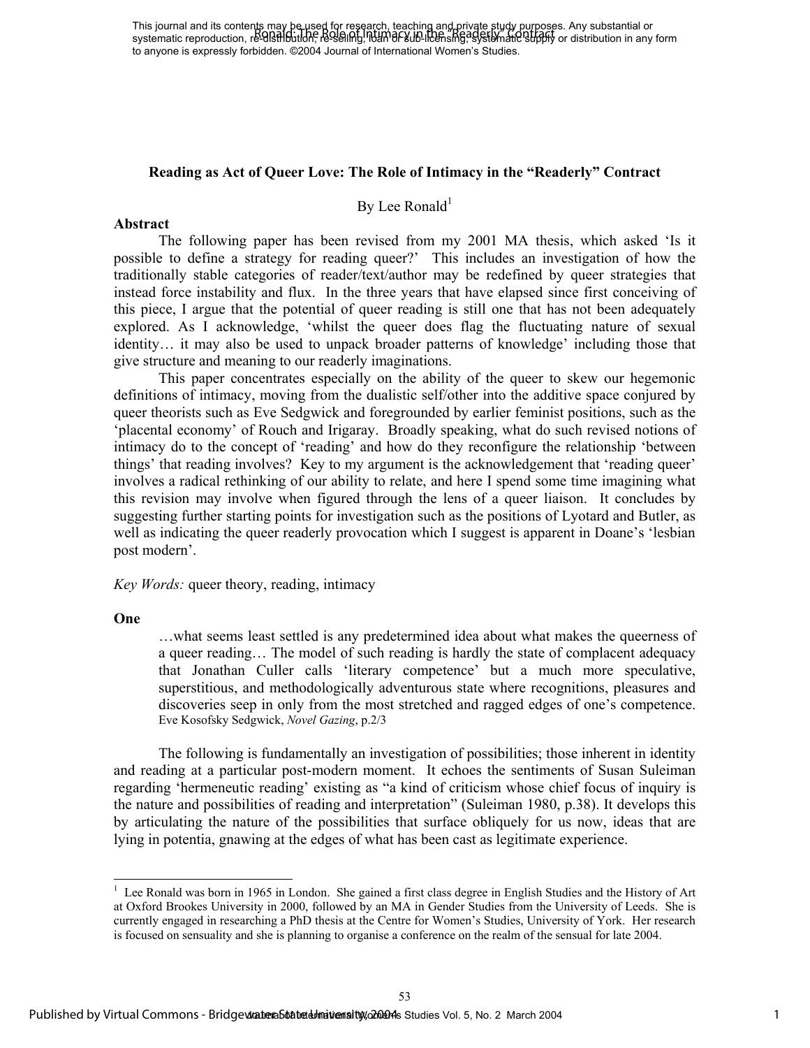This journal and its contents may be used for research, teaching and private study purposes. Any substantial or systematic reproduction, re-distribution, re-selling, loan or sub-licensing, systematic supply or distribution in any form to anyone is expressly forbidden. ©2004 Journal of International Women's Studies.

### Reading as Act of Queer Love: The Role of Intimacy in the "Readerly" Contract

By Lee Ronald[1]

**Abstract**

The following paper has been revised from my 2001 MA thesis, which asked 'Is it possible to define a strategy for reading queer?' This includes an investigation of how the traditionally stable categories of reader/text/author may be redefined by queer strategies that instead force instability and flux. In the three years that have elapsed since first conceiving of this piece, I argue that the potential of queer reading is still one that has not been adequately explored. As I acknowledge, 'whilst the queer does flag the fluctuating nature of sexual identity… it may also be used to unpack broader patterns of knowledge' including those that give structure and meaning to our readerly imaginations.

This paper concentrates especially on the ability of the queer to skew our hegemonic definitions of intimacy, moving from the dualistic self/other into the additive space conjured by queer theorists such as Eve Sedgwick and foregrounded by earlier feminist positions, such as the 'placental economy' of Rouch and Irigaray. Broadly speaking, what do such revised notions of intimacy do to the concept of 'reading' and how do they reconfigure the relationship 'between things' that reading involves? Key to my argument is the acknowledgement that 'reading queer' involves a radical rethinking of our ability to relate, and here I spend some time imagining what this revision may involve when figured through the lens of a queer liaison. It concludes by suggesting further starting points for investigation such as the positions of Lyotard and Butler, as well as indicating the queer readerly provocation which I suggest is apparent in Doane's 'lesbian post modern'.

*Key Words:* queer theory, reading, intimacy

**One**

> …what seems least settled is any predetermined idea about what makes the queerness of a queer reading… The model of such reading is hardly the state of complacent adequacy that Jonathan Culler calls 'literary competence' but a much more speculative, superstitious, and methodologically adventurous state where recognitions, pleasures and discoveries seep in only from the most stretched and ragged edges of one's competence.
> Eve Kosofsky Sedgwick, *Novel Gazing*, p.2/3

The following is fundamentally an investigation of possibilities; those inherent in identity and reading at a particular post-modern moment. It echoes the sentiments of Susan Suleiman regarding 'hermeneutic reading' existing as "a kind of criticism whose chief focus of inquiry is the nature and possibilities of reading and interpretation" (Suleiman 1980, p.38). It develops this by articulating the nature of the possibilities that surface obliquely for us now, ideas that are lying in potentia, gnawing at the edges of what has been cast as legitimate experience.

---

[1] Lee Ronald was born in 1965 in London. She gained a first class degree in English Studies and the History of Art at Oxford Brookes University in 2000, followed by an MA in Gender Studies from the University of Leeds. She is currently engaged in researching a PhD thesis at the Centre for Women's Studies, University of York. Her research is focused on sensuality and she is planning to organise a conference on the realm of the sensual for late 2004.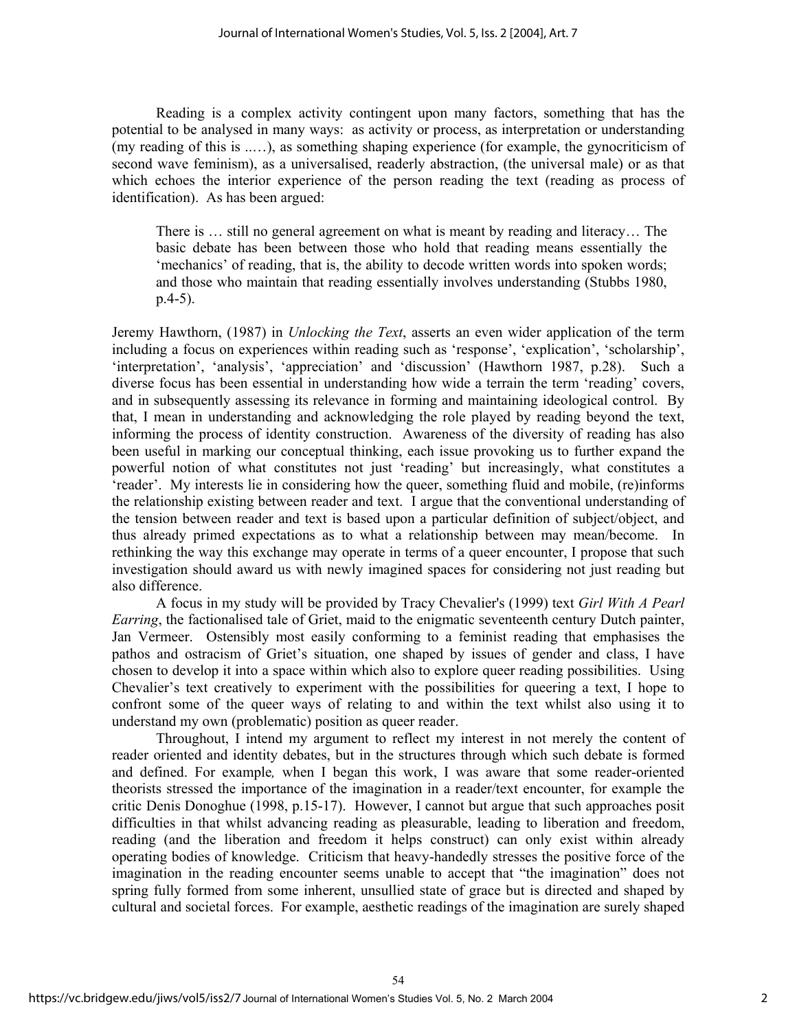Reading is a complex activity contingent upon many factors, something that has the potential to be analysed in many ways: as activity or process, as interpretation or understanding (my reading of this is ..…), as something shaping experience (for example, the gynocriticism of second wave feminism), as a universalised, readerly abstraction, (the universal male) or as that which echoes the interior experience of the person reading the text (reading as process of identification). As has been argued:

> There is … still no general agreement on what is meant by reading and literacy… The basic debate has been between those who hold that reading means essentially the 'mechanics' of reading, that is, the ability to decode written words into spoken words; and those who maintain that reading essentially involves understanding (Stubbs 1980, p.4-5).

Jeremy Hawthorn, (1987) in *Unlocking the Text*, asserts an even wider application of the term including a focus on experiences within reading such as 'response', 'explication', 'scholarship', 'interpretation', 'analysis', 'appreciation' and 'discussion' (Hawthorn 1987, p.28). Such a diverse focus has been essential in understanding how wide a terrain the term 'reading' covers, and in subsequently assessing its relevance in forming and maintaining ideological control. By that, I mean in understanding and acknowledging the role played by reading beyond the text, informing the process of identity construction. Awareness of the diversity of reading has also been useful in marking our conceptual thinking, each issue provoking us to further expand the powerful notion of what constitutes not just 'reading' but increasingly, what constitutes a 'reader'. My interests lie in considering how the queer, something fluid and mobile, (re)informs the relationship existing between reader and text. I argue that the conventional understanding of the tension between reader and text is based upon a particular definition of subject/object, and thus already primed expectations as to what a relationship between may mean/become. In rethinking the way this exchange may operate in terms of a queer encounter, I propose that such investigation should award us with newly imagined spaces for considering not just reading but also difference.

A focus in my study will be provided by Tracy Chevalier's (1999) text *Girl With A Pearl Earring*, the factionalised tale of Griet, maid to the enigmatic seventeenth century Dutch painter, Jan Vermeer. Ostensibly most easily conforming to a feminist reading that emphasises the pathos and ostracism of Griet's situation, one shaped by issues of gender and class, I have chosen to develop it into a space within which also to explore queer reading possibilities. Using Chevalier's text creatively to experiment with the possibilities for queering a text, I hope to confront some of the queer ways of relating to and within the text whilst also using it to understand my own (problematic) position as queer reader.

Throughout, I intend my argument to reflect my interest in not merely the content of reader oriented and identity debates, but in the structures through which such debate is formed and defined. For example*,* when I began this work, I was aware that some reader-oriented theorists stressed the importance of the imagination in a reader/text encounter, for example the critic Denis Donoghue (1998, p.15-17). However, I cannot but argue that such approaches posit difficulties in that whilst advancing reading as pleasurable, leading to liberation and freedom, reading (and the liberation and freedom it helps construct) can only exist within already operating bodies of knowledge. Criticism that heavy-handedly stresses the positive force of the imagination in the reading encounter seems unable to accept that "the imagination" does not spring fully formed from some inherent, unsullied state of grace but is directed and shaped by cultural and societal forces. For example, aesthetic readings of the imagination are surely shaped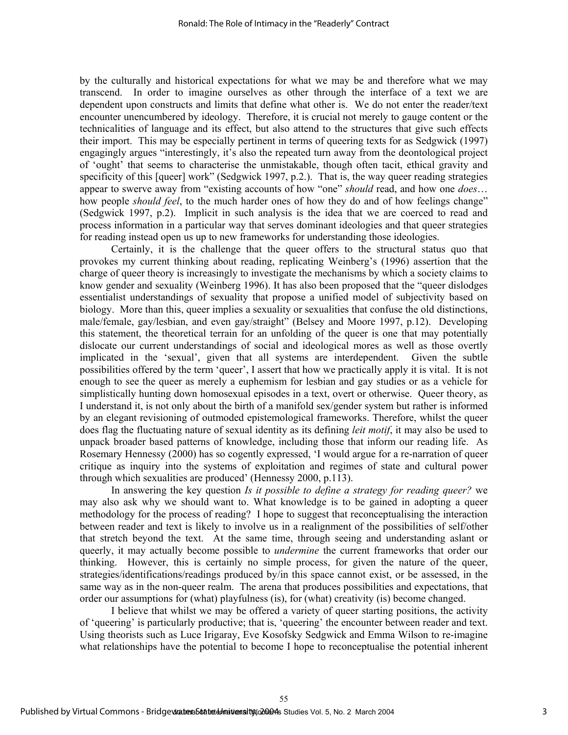by the culturally and historical expectations for what we may be and therefore what we may transcend. In order to imagine ourselves as other through the interface of a text we are dependent upon constructs and limits that define what other is. We do not enter the reader/text encounter unencumbered by ideology. Therefore, it is crucial not merely to gauge content or the technicalities of language and its effect, but also attend to the structures that give such effects their import. This may be especially pertinent in terms of queering texts for as Sedgwick (1997) engagingly argues "interestingly, it's also the repeated turn away from the deontological project of 'ought' that seems to characterise the unmistakable, though often tacit, ethical gravity and specificity of this [queer] work" (Sedgwick 1997, p.2.). That is, the way queer reading strategies appear to swerve away from "existing accounts of how "one" *should* read, and how one *does*… how people *should feel*, to the much harder ones of how they do and of how feelings change" (Sedgwick 1997, p.2). Implicit in such analysis is the idea that we are coerced to read and process information in a particular way that serves dominant ideologies and that queer strategies for reading instead open us up to new frameworks for understanding those ideologies.

Certainly, it is the challenge that the queer offers to the structural status quo that provokes my current thinking about reading, replicating Weinberg's (1996) assertion that the charge of queer theory is increasingly to investigate the mechanisms by which a society claims to know gender and sexuality (Weinberg 1996). It has also been proposed that the "queer dislodges essentialist understandings of sexuality that propose a unified model of subjectivity based on biology. More than this, queer implies a sexuality or sexualities that confuse the old distinctions, male/female, gay/lesbian, and even gay/straight" (Belsey and Moore 1997, p.12). Developing this statement, the theoretical terrain for an unfolding of the queer is one that may potentially dislocate our current understandings of social and ideological mores as well as those overtly implicated in the 'sexual', given that all systems are interdependent. Given the subtle possibilities offered by the term 'queer', I assert that how we practically apply it is vital. It is not enough to see the queer as merely a euphemism for lesbian and gay studies or as a vehicle for simplistically hunting down homosexual episodes in a text, overt or otherwise. Queer theory, as I understand it, is not only about the birth of a manifold sex/gender system but rather is informed by an elegant revisioning of outmoded epistemological frameworks. Therefore, whilst the queer does flag the fluctuating nature of sexual identity as its defining *leit motif*, it may also be used to unpack broader based patterns of knowledge, including those that inform our reading life. As Rosemary Hennessy (2000) has so cogently expressed, 'I would argue for a re-narration of queer critique as inquiry into the systems of exploitation and regimes of state and cultural power through which sexualities are produced' (Hennessy 2000, p.113).

In answering the key question *Is it possible to define a strategy for reading queer?* we may also ask why we should want to. What knowledge is to be gained in adopting a queer methodology for the process of reading? I hope to suggest that reconceptualising the interaction between reader and text is likely to involve us in a realignment of the possibilities of self/other that stretch beyond the text. At the same time, through seeing and understanding aslant or queerly, it may actually become possible to *undermine* the current frameworks that order our thinking. However, this is certainly no simple process, for given the nature of the queer, strategies/identifications/readings produced by/in this space cannot exist, or be assessed, in the same way as in the non-queer realm. The arena that produces possibilities and expectations, that order our assumptions for (what) playfulness (is), for (what) creativity (is) become changed.

I believe that whilst we may be offered a variety of queer starting positions, the activity of 'queering' is particularly productive; that is, 'queering' the encounter between reader and text. Using theorists such as Luce Irigaray, Eve Kosofsky Sedgwick and Emma Wilson to re-imagine what relationships have the potential to become I hope to reconceptualise the potential inherent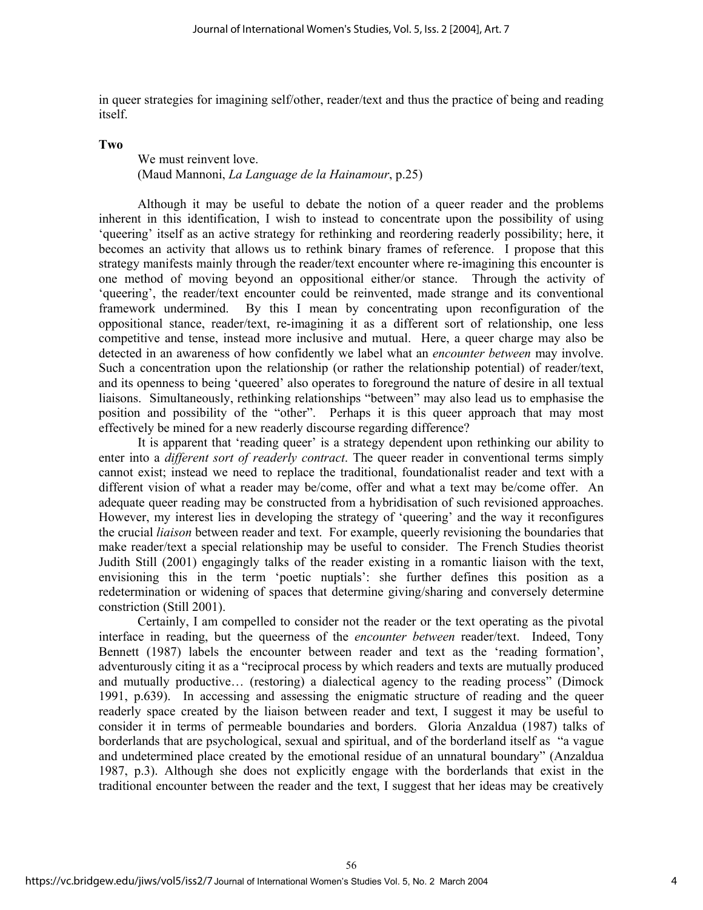in queer strategies for imagining self/other, reader/text and thus the practice of being and reading itself.

**Two**

> We must reinvent love.
> (Maud Mannoni, *La Language de la Hainamour*, p.25)

Although it may be useful to debate the notion of a queer reader and the problems inherent in this identification, I wish to instead to concentrate upon the possibility of using 'queering' itself as an active strategy for rethinking and reordering readerly possibility; here, it becomes an activity that allows us to rethink binary frames of reference. I propose that this strategy manifests mainly through the reader/text encounter where re-imagining this encounter is one method of moving beyond an oppositional either/or stance. Through the activity of 'queering', the reader/text encounter could be reinvented, made strange and its conventional framework undermined. By this I mean by concentrating upon reconfiguration of the oppositional stance, reader/text, re-imagining it as a different sort of relationship, one less competitive and tense, instead more inclusive and mutual. Here, a queer charge may also be detected in an awareness of how confidently we label what an *encounter between* may involve. Such a concentration upon the relationship (or rather the relationship potential) of reader/text, and its openness to being 'queered' also operates to foreground the nature of desire in all textual liaisons. Simultaneously, rethinking relationships "between" may also lead us to emphasise the position and possibility of the "other". Perhaps it is this queer approach that may most effectively be mined for a new readerly discourse regarding difference?

It is apparent that 'reading queer' is a strategy dependent upon rethinking our ability to enter into a *different sort of readerly contract*. The queer reader in conventional terms simply cannot exist; instead we need to replace the traditional, foundationalist reader and text with a different vision of what a reader may be/come, offer and what a text may be/come offer. An adequate queer reading may be constructed from a hybridisation of such revisioned approaches. However, my interest lies in developing the strategy of 'queering' and the way it reconfigures the crucial *liaison* between reader and text. For example, queerly revisioning the boundaries that make reader/text a special relationship may be useful to consider. The French Studies theorist Judith Still (2001) engagingly talks of the reader existing in a romantic liaison with the text, envisioning this in the term 'poetic nuptials': she further defines this position as a redetermination or widening of spaces that determine giving/sharing and conversely determine constriction (Still 2001).

Certainly, I am compelled to consider not the reader or the text operating as the pivotal interface in reading, but the queerness of the *encounter between* reader/text. Indeed, Tony Bennett (1987) labels the encounter between reader and text as the 'reading formation', adventurously citing it as a "reciprocal process by which readers and texts are mutually produced and mutually productive… (restoring) a dialectical agency to the reading process" (Dimock 1991, p.639). In accessing and assessing the enigmatic structure of reading and the queer readerly space created by the liaison between reader and text, I suggest it may be useful to consider it in terms of permeable boundaries and borders. Gloria Anzaldua (1987) talks of borderlands that are psychological, sexual and spiritual, and of the borderland itself as "a vague and undetermined place created by the emotional residue of an unnatural boundary" (Anzaldua 1987, p.3). Although she does not explicitly engage with the borderlands that exist in the traditional encounter between the reader and the text, I suggest that her ideas may be creatively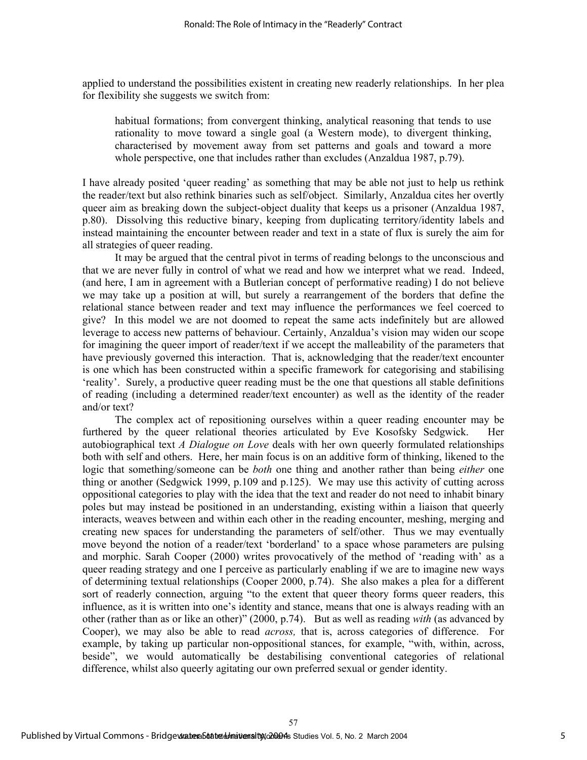applied to understand the possibilities existent in creating new readerly relationships. In her plea for flexibility she suggests we switch from:

> habitual formations; from convergent thinking, analytical reasoning that tends to use rationality to move toward a single goal (a Western mode), to divergent thinking, characterised by movement away from set patterns and goals and toward a more whole perspective, one that includes rather than excludes (Anzaldua 1987, p.79).

I have already posited 'queer reading' as something that may be able not just to help us rethink the reader/text but also rethink binaries such as self/object. Similarly, Anzaldua cites her overtly queer aim as breaking down the subject-object duality that keeps us a prisoner (Anzaldua 1987, p.80). Dissolving this reductive binary, keeping from duplicating territory/identity labels and instead maintaining the encounter between reader and text in a state of flux is surely the aim for all strategies of queer reading.

It may be argued that the central pivot in terms of reading belongs to the unconscious and that we are never fully in control of what we read and how we interpret what we read. Indeed, (and here, I am in agreement with a Butlerian concept of performative reading) I do not believe we may take up a position at will, but surely a rearrangement of the borders that define the relational stance between reader and text may influence the performances we feel coerced to give? In this model we are not doomed to repeat the same acts indefinitely but are allowed leverage to access new patterns of behaviour. Certainly, Anzaldua's vision may widen our scope for imagining the queer import of reader/text if we accept the malleability of the parameters that have previously governed this interaction. That is, acknowledging that the reader/text encounter is one which has been constructed within a specific framework for categorising and stabilising 'reality'. Surely, a productive queer reading must be the one that questions all stable definitions of reading (including a determined reader/text encounter) as well as the identity of the reader and/or text?

The complex act of repositioning ourselves within a queer reading encounter may be furthered by the queer relational theories articulated by Eve Kosofsky Sedgwick. Her autobiographical text *A Dialogue on Love* deals with her own queerly formulated relationships both with self and others. Here, her main focus is on an additive form of thinking, likened to the logic that something/someone can be *both* one thing and another rather than being *either* one thing or another (Sedgwick 1999, p.109 and p.125). We may use this activity of cutting across oppositional categories to play with the idea that the text and reader do not need to inhabit binary poles but may instead be positioned in an understanding, existing within a liaison that queerly interacts, weaves between and within each other in the reading encounter, meshing, merging and creating new spaces for understanding the parameters of self/other. Thus we may eventually move beyond the notion of a reader/text 'borderland' to a space whose parameters are pulsing and morphic. Sarah Cooper (2000) writes provocatively of the method of 'reading with' as a queer reading strategy and one I perceive as particularly enabling if we are to imagine new ways of determining textual relationships (Cooper 2000, p.74). She also makes a plea for a different sort of readerly connection, arguing "to the extent that queer theory forms queer readers, this influence, as it is written into one's identity and stance, means that one is always reading with an other (rather than as or like an other)" (2000, p.74). But as well as reading *with* (as advanced by Cooper), we may also be able to read *across,* that is, across categories of difference. For example, by taking up particular non-oppositional stances, for example, "with, within, across, beside", we would automatically be destabilising conventional categories of relational difference, whilst also queerly agitating our own preferred sexual or gender identity.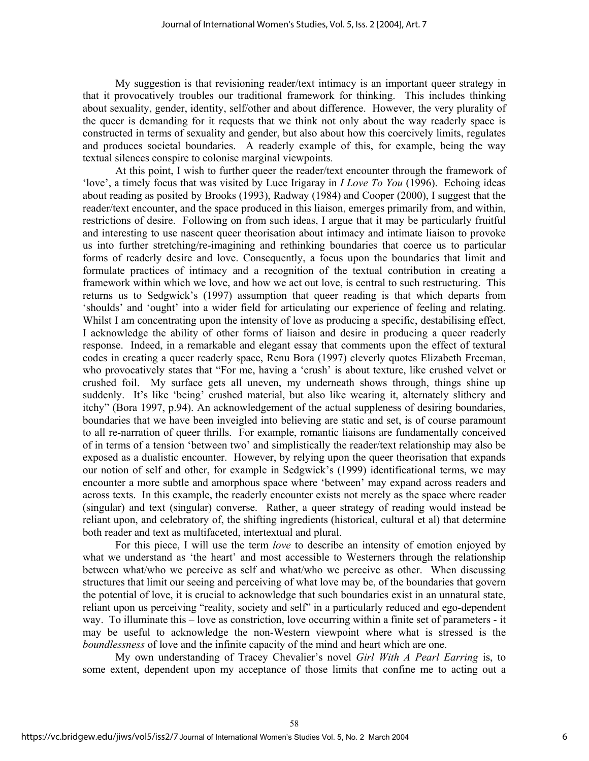My suggestion is that revisioning reader/text intimacy is an important queer strategy in that it provocatively troubles our traditional framework for thinking. This includes thinking about sexuality, gender, identity, self/other and about difference. However, the very plurality of the queer is demanding for it requests that we think not only about the way readerly space is constructed in terms of sexuality and gender, but also about how this coercively limits, regulates and produces societal boundaries. A readerly example of this, for example, being the way textual silences conspire to colonise marginal viewpoints.

At this point, I wish to further queer the reader/text encounter through the framework of 'love', a timely focus that was visited by Luce Irigaray in *I Love To You* (1996). Echoing ideas about reading as posited by Brooks (1993), Radway (1984) and Cooper (2000), I suggest that the reader/text encounter, and the space produced in this liaison, emerges primarily from, and within, restrictions of desire. Following on from such ideas, I argue that it may be particularly fruitful and interesting to use nascent queer theorisation about intimacy and intimate liaison to provoke us into further stretching/re-imagining and rethinking boundaries that coerce us to particular forms of readerly desire and love. Consequently, a focus upon the boundaries that limit and formulate practices of intimacy and a recognition of the textual contribution in creating a framework within which we love, and how we act out love, is central to such restructuring. This returns us to Sedgwick's (1997) assumption that queer reading is that which departs from 'shoulds' and 'ought' into a wider field for articulating our experience of feeling and relating. Whilst I am concentrating upon the intensity of love as producing a specific, destabilising effect, I acknowledge the ability of other forms of liaison and desire in producing a queer readerly response. Indeed, in a remarkable and elegant essay that comments upon the effect of textural codes in creating a queer readerly space, Renu Bora (1997) cleverly quotes Elizabeth Freeman, who provocatively states that "For me, having a 'crush' is about texture, like crushed velvet or crushed foil. My surface gets all uneven, my underneath shows through, things shine up suddenly. It's like 'being' crushed material, but also like wearing it, alternately slithery and itchy" (Bora 1997, p.94). An acknowledgement of the actual suppleness of desiring boundaries, boundaries that we have been inveigled into believing are static and set, is of course paramount to all re-narration of queer thrills. For example, romantic liaisons are fundamentally conceived of in terms of a tension 'between two' and simplistically the reader/text relationship may also be exposed as a dualistic encounter. However, by relying upon the queer theorisation that expands our notion of self and other, for example in Sedgwick's (1999) identificational terms, we may encounter a more subtle and amorphous space where 'between' may expand across readers and across texts. In this example, the readerly encounter exists not merely as the space where reader (singular) and text (singular) converse. Rather, a queer strategy of reading would instead be reliant upon, and celebratory of, the shifting ingredients (historical, cultural et al) that determine both reader and text as multifaceted, intertextual and plural.

For this piece, I will use the term *love* to describe an intensity of emotion enjoyed by what we understand as 'the heart' and most accessible to Westerners through the relationship between what/who we perceive as self and what/who we perceive as other. When discussing structures that limit our seeing and perceiving of what love may be, of the boundaries that govern the potential of love, it is crucial to acknowledge that such boundaries exist in an unnatural state, reliant upon us perceiving "reality, society and self" in a particularly reduced and ego-dependent way. To illuminate this – love as constriction, love occurring within a finite set of parameters - it may be useful to acknowledge the non-Western viewpoint where what is stressed is the *boundlessness* of love and the infinite capacity of the mind and heart which are one.

My own understanding of Tracey Chevalier's novel *Girl With A Pearl Earring* is, to some extent, dependent upon my acceptance of those limits that confine me to acting out a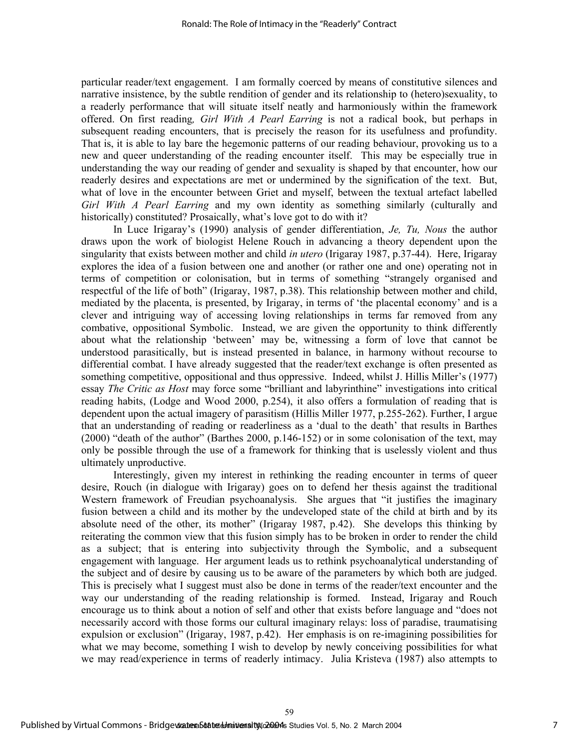particular reader/text engagement. I am formally coerced by means of constitutive silences and narrative insistence, by the subtle rendition of gender and its relationship to (hetero)sexuality, to a readerly performance that will situate itself neatly and harmoniously within the framework offered. On first reading*, Girl With A Pearl Earring* is not a radical book, but perhaps in subsequent reading encounters, that is precisely the reason for its usefulness and profundity. That is, it is able to lay bare the hegemonic patterns of our reading behaviour, provoking us to a new and queer understanding of the reading encounter itself. This may be especially true in understanding the way our reading of gender and sexuality is shaped by that encounter, how our readerly desires and expectations are met or undermined by the signification of the text. But, what of love in the encounter between Griet and myself, between the textual artefact labelled *Girl With A Pearl Earring* and my own identity as something similarly (culturally and historically) constituted? Prosaically, what's love got to do with it?

In Luce Irigaray's (1990) analysis of gender differentiation, *Je, Tu, Nous* the author draws upon the work of biologist Helene Rouch in advancing a theory dependent upon the singularity that exists between mother and child *in utero* (Irigaray 1987, p.37-44). Here, Irigaray explores the idea of a fusion between one and another (or rather one and one) operating not in terms of competition or colonisation, but in terms of something "strangely organised and respectful of the life of both" (Irigaray, 1987, p.38). This relationship between mother and child, mediated by the placenta, is presented, by Irigaray, in terms of 'the placental economy' and is a clever and intriguing way of accessing loving relationships in terms far removed from any combative, oppositional Symbolic. Instead, we are given the opportunity to think differently about what the relationship 'between' may be, witnessing a form of love that cannot be understood parasitically, but is instead presented in balance, in harmony without recourse to differential combat. I have already suggested that the reader/text exchange is often presented as something competitive, oppositional and thus oppressive. Indeed, whilst J. Hillis Miller's (1977) essay *The Critic as Host* may force some "brilliant and labyrinthine" investigations into critical reading habits, (Lodge and Wood 2000, p.254), it also offers a formulation of reading that is dependent upon the actual imagery of parasitism (Hillis Miller 1977, p.255-262). Further, I argue that an understanding of reading or readerliness as a 'dual to the death' that results in Barthes (2000) "death of the author" (Barthes 2000, p.146-152) or in some colonisation of the text, may only be possible through the use of a framework for thinking that is uselessly violent and thus ultimately unproductive.

Interestingly, given my interest in rethinking the reading encounter in terms of queer desire, Rouch (in dialogue with Irigaray) goes on to defend her thesis against the traditional Western framework of Freudian psychoanalysis. She argues that "it justifies the imaginary fusion between a child and its mother by the undeveloped state of the child at birth and by its absolute need of the other, its mother" (Irigaray 1987, p.42). She develops this thinking by reiterating the common view that this fusion simply has to be broken in order to render the child as a subject; that is entering into subjectivity through the Symbolic, and a subsequent engagement with language. Her argument leads us to rethink psychoanalytical understanding of the subject and of desire by causing us to be aware of the parameters by which both are judged. This is precisely what I suggest must also be done in terms of the reader/text encounter and the way our understanding of the reading relationship is formed. Instead, Irigaray and Rouch encourage us to think about a notion of self and other that exists before language and "does not necessarily accord with those forms our cultural imaginary relays: loss of paradise, traumatising expulsion or exclusion" (Irigaray, 1987, p.42). Her emphasis is on re-imagining possibilities for what we may become, something I wish to develop by newly conceiving possibilities for what we may read/experience in terms of readerly intimacy. Julia Kristeva (1987) also attempts to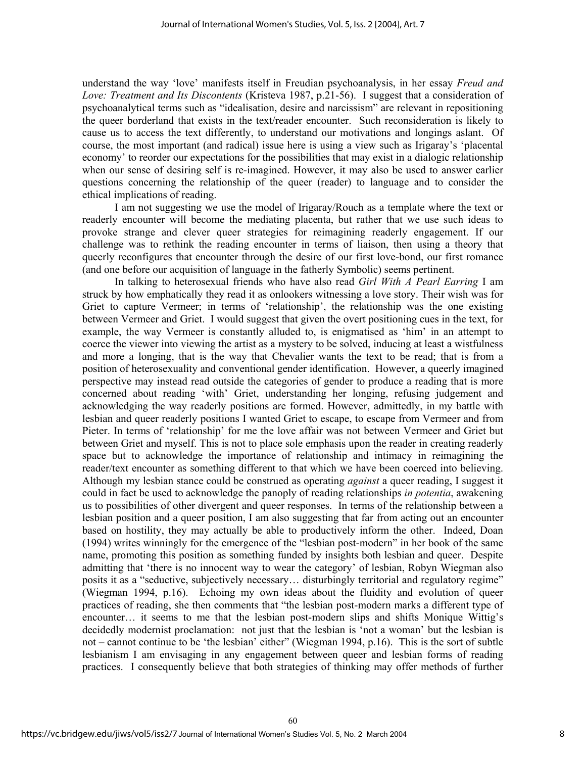understand the way 'love' manifests itself in Freudian psychoanalysis, in her essay *Freud and Love: Treatment and Its Discontents* (Kristeva 1987, p.21-56). I suggest that a consideration of psychoanalytical terms such as "idealisation, desire and narcissism" are relevant in repositioning the queer borderland that exists in the text/reader encounter. Such reconsideration is likely to cause us to access the text differently, to understand our motivations and longings aslant. Of course, the most important (and radical) issue here is using a view such as Irigaray's 'placental economy' to reorder our expectations for the possibilities that may exist in a dialogic relationship when our sense of desiring self is re-imagined. However, it may also be used to answer earlier questions concerning the relationship of the queer (reader) to language and to consider the ethical implications of reading.

I am not suggesting we use the model of Irigaray/Rouch as a template where the text or readerly encounter will become the mediating placenta, but rather that we use such ideas to provoke strange and clever queer strategies for reimagining readerly engagement. If our challenge was to rethink the reading encounter in terms of liaison, then using a theory that queerly reconfigures that encounter through the desire of our first love-bond, our first romance (and one before our acquisition of language in the fatherly Symbolic) seems pertinent.

In talking to heterosexual friends who have also read *Girl With A Pearl Earring* I am struck by how emphatically they read it as onlookers witnessing a love story. Their wish was for Griet to capture Vermeer; in terms of 'relationship', the relationship was the one existing between Vermeer and Griet. I would suggest that given the overt positioning cues in the text, for example, the way Vermeer is constantly alluded to, is enigmatised as 'him' in an attempt to coerce the viewer into viewing the artist as a mystery to be solved, inducing at least a wistfulness and more a longing, that is the way that Chevalier wants the text to be read; that is from a position of heterosexuality and conventional gender identification. However, a queerly imagined perspective may instead read outside the categories of gender to produce a reading that is more concerned about reading 'with' Griet, understanding her longing, refusing judgement and acknowledging the way readerly positions are formed. However, admittedly, in my battle with lesbian and queer readerly positions I wanted Griet to escape, to escape from Vermeer and from Pieter. In terms of 'relationship' for me the love affair was not between Vermeer and Griet but between Griet and myself. This is not to place sole emphasis upon the reader in creating readerly space but to acknowledge the importance of relationship and intimacy in reimagining the reader/text encounter as something different to that which we have been coerced into believing. Although my lesbian stance could be construed as operating *against* a queer reading, I suggest it could in fact be used to acknowledge the panoply of reading relationships *in potentia*, awakening us to possibilities of other divergent and queer responses. In terms of the relationship between a lesbian position and a queer position, I am also suggesting that far from acting out an encounter based on hostility, they may actually be able to productively inform the other. Indeed, Doan (1994) writes winningly for the emergence of the "lesbian post-modern" in her book of the same name, promoting this position as something funded by insights both lesbian and queer. Despite admitting that 'there is no innocent way to wear the category' of lesbian, Robyn Wiegman also posits it as a "seductive, subjectively necessary… disturbingly territorial and regulatory regime" (Wiegman 1994, p.16). Echoing my own ideas about the fluidity and evolution of queer practices of reading, she then comments that "the lesbian post-modern marks a different type of encounter… it seems to me that the lesbian post-modern slips and shifts Monique Wittig's decidedly modernist proclamation: not just that the lesbian is 'not a woman' but the lesbian is not – cannot continue to be 'the lesbian' either" (Wiegman 1994, p.16). This is the sort of subtle lesbianism I am envisaging in any engagement between queer and lesbian forms of reading practices. I consequently believe that both strategies of thinking may offer methods of further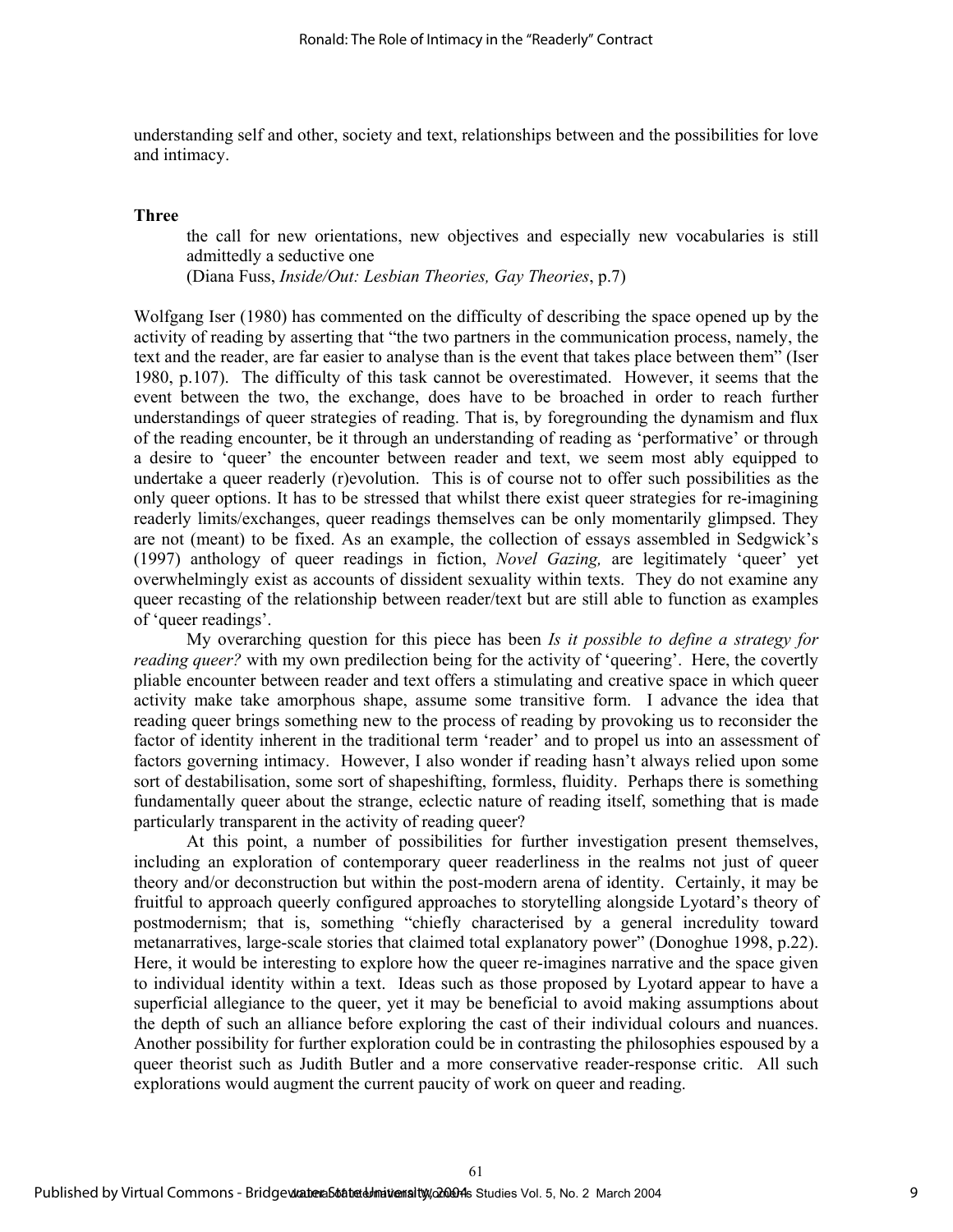understanding self and other, society and text, relationships between and the possibilities for love and intimacy.

## Three

> the call for new orientations, new objectives and especially new vocabularies is still admittedly a seductive one
> (Diana Fuss, *Inside/Out: Lesbian Theories, Gay Theories*, p.7)

Wolfgang Iser (1980) has commented on the difficulty of describing the space opened up by the activity of reading by asserting that "the two partners in the communication process, namely, the text and the reader, are far easier to analyse than is the event that takes place between them" (Iser 1980, p.107). The difficulty of this task cannot be overestimated. However, it seems that the event between the two, the exchange, does have to be broached in order to reach further understandings of queer strategies of reading. That is, by foregrounding the dynamism and flux of the reading encounter, be it through an understanding of reading as 'performative' or through a desire to 'queer' the encounter between reader and text, we seem most ably equipped to undertake a queer readerly (r)evolution. This is of course not to offer such possibilities as the only queer options. It has to be stressed that whilst there exist queer strategies for re-imagining readerly limits/exchanges, queer readings themselves can be only momentarily glimpsed. They are not (meant) to be fixed. As an example, the collection of essays assembled in Sedgwick's (1997) anthology of queer readings in fiction, *Novel Gazing,* are legitimately 'queer' yet overwhelmingly exist as accounts of dissident sexuality within texts. They do not examine any queer recasting of the relationship between reader/text but are still able to function as examples of 'queer readings'.

My overarching question for this piece has been *Is it possible to define a strategy for reading queer?* with my own predilection being for the activity of 'queering'. Here, the covertly pliable encounter between reader and text offers a stimulating and creative space in which queer activity make take amorphous shape, assume some transitive form. I advance the idea that reading queer brings something new to the process of reading by provoking us to reconsider the factor of identity inherent in the traditional term 'reader' and to propel us into an assessment of factors governing intimacy. However, I also wonder if reading hasn't always relied upon some sort of destabilisation, some sort of shapeshifting, formless, fluidity. Perhaps there is something fundamentally queer about the strange, eclectic nature of reading itself, something that is made particularly transparent in the activity of reading queer?

At this point, a number of possibilities for further investigation present themselves, including an exploration of contemporary queer readerliness in the realms not just of queer theory and/or deconstruction but within the post-modern arena of identity. Certainly, it may be fruitful to approach queerly configured approaches to storytelling alongside Lyotard's theory of postmodernism; that is, something "chiefly characterised by a general incredulity toward metanarratives, large-scale stories that claimed total explanatory power" (Donoghue 1998, p.22). Here, it would be interesting to explore how the queer re-imagines narrative and the space given to individual identity within a text. Ideas such as those proposed by Lyotard appear to have a superficial allegiance to the queer, yet it may be beneficial to avoid making assumptions about the depth of such an alliance before exploring the cast of their individual colours and nuances. Another possibility for further exploration could be in contrasting the philosophies espoused by a queer theorist such as Judith Butler and a more conservative reader-response critic. All such explorations would augment the current paucity of work on queer and reading.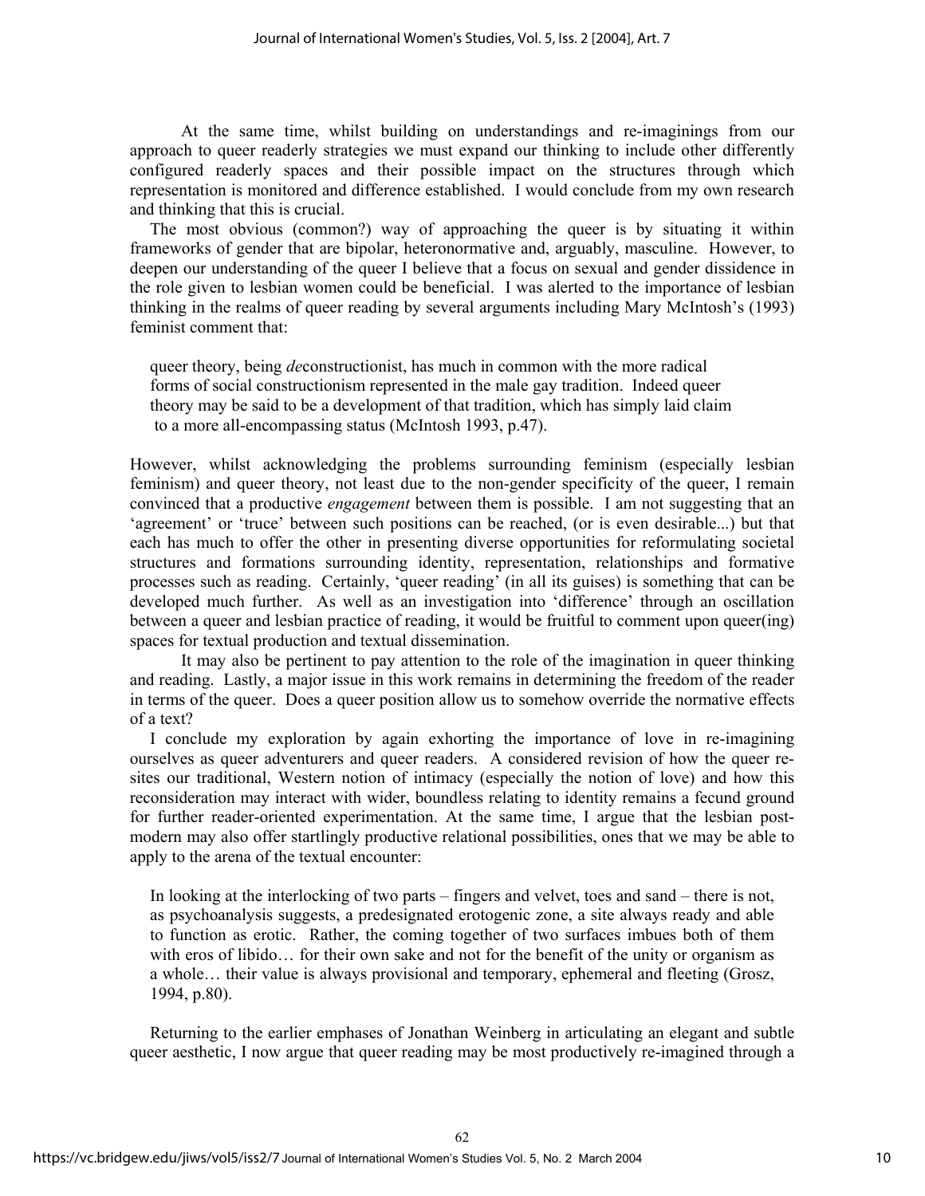At the same time, whilst building on understandings and re-imaginings from our approach to queer readerly strategies we must expand our thinking to include other differently configured readerly spaces and their possible impact on the structures through which representation is monitored and difference established. I would conclude from my own research and thinking that this is crucial.

The most obvious (common?) way of approaching the queer is by situating it within frameworks of gender that are bipolar, heteronormative and, arguably, masculine. However, to deepen our understanding of the queer I believe that a focus on sexual and gender dissidence in the role given to lesbian women could be beneficial. I was alerted to the importance of lesbian thinking in the realms of queer reading by several arguments including Mary McIntosh's (1993) feminist comment that:

> queer theory, being *de*constructionist, has much in common with the more radical forms of social constructionism represented in the male gay tradition. Indeed queer theory may be said to be a development of that tradition, which has simply laid claim to a more all-encompassing status (McIntosh 1993, p.47).

However, whilst acknowledging the problems surrounding feminism (especially lesbian feminism) and queer theory, not least due to the non-gender specificity of the queer, I remain convinced that a productive *engagement* between them is possible. I am not suggesting that an 'agreement' or 'truce' between such positions can be reached, (or is even desirable...) but that each has much to offer the other in presenting diverse opportunities for reformulating societal structures and formations surrounding identity, representation, relationships and formative processes such as reading. Certainly, 'queer reading' (in all its guises) is something that can be developed much further. As well as an investigation into 'difference' through an oscillation between a queer and lesbian practice of reading, it would be fruitful to comment upon queer(ing) spaces for textual production and textual dissemination.

It may also be pertinent to pay attention to the role of the imagination in queer thinking and reading. Lastly, a major issue in this work remains in determining the freedom of the reader in terms of the queer. Does a queer position allow us to somehow override the normative effects of a text?

I conclude my exploration by again exhorting the importance of love in re-imagining ourselves as queer adventurers and queer readers. A considered revision of how the queer re-sites our traditional, Western notion of intimacy (especially the notion of love) and how this reconsideration may interact with wider, boundless relating to identity remains a fecund ground for further reader-oriented experimentation. At the same time, I argue that the lesbian post-modern may also offer startlingly productive relational possibilities, ones that we may be able to apply to the arena of the textual encounter:

> In looking at the interlocking of two parts – fingers and velvet, toes and sand – there is not, as psychoanalysis suggests, a predesignated erotogenic zone, a site always ready and able to function as erotic. Rather, the coming together of two surfaces imbues both of them with eros of libido… for their own sake and not for the benefit of the unity or organism as a whole… their value is always provisional and temporary, ephemeral and fleeting (Grosz, 1994, p.80).

Returning to the earlier emphases of Jonathan Weinberg in articulating an elegant and subtle queer aesthetic, I now argue that queer reading may be most productively re-imagined through a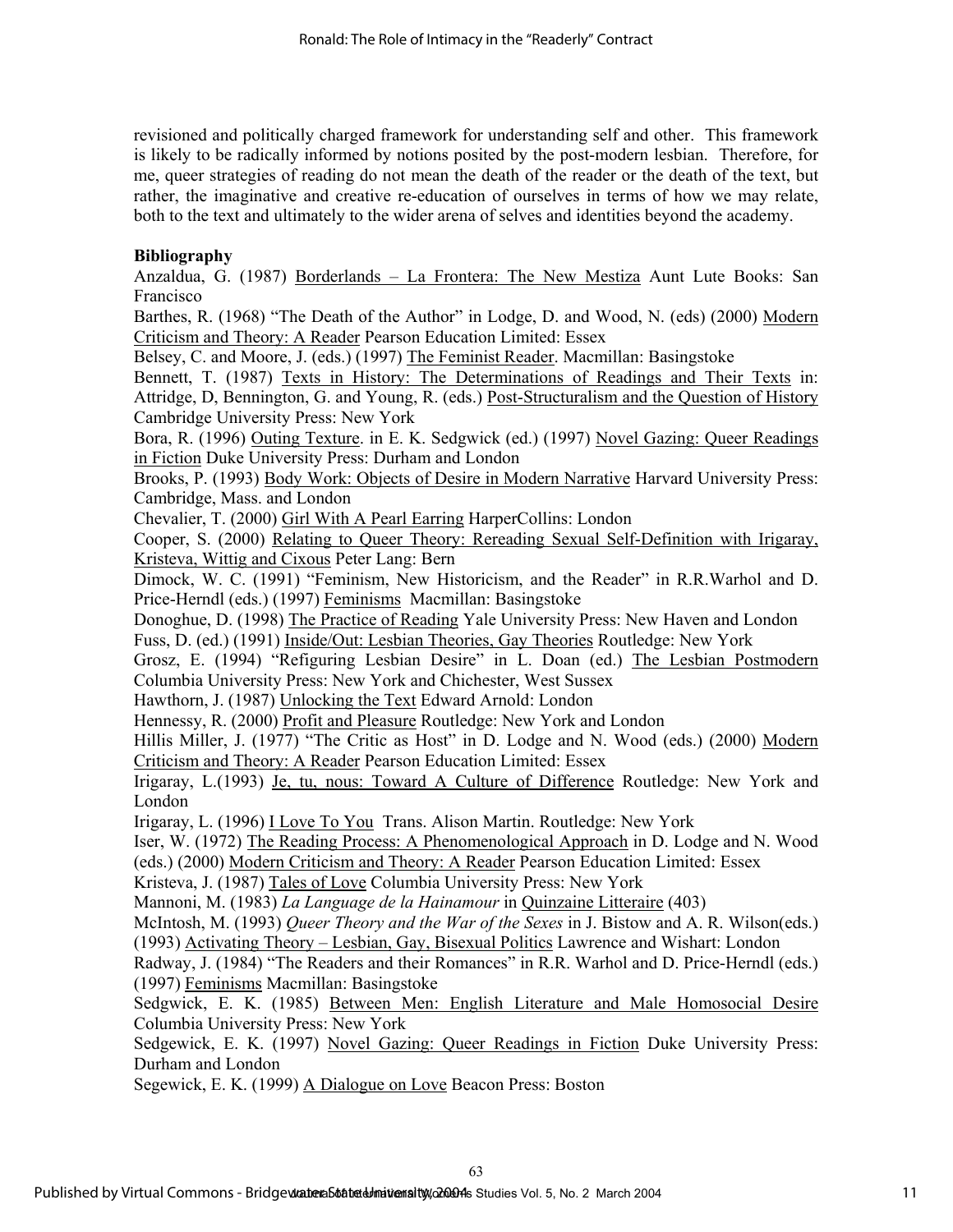revisioned and politically charged framework for understanding self and other. This framework is likely to be radically informed by notions posited by the post-modern lesbian. Therefore, for me, queer strategies of reading do not mean the death of the reader or the death of the text, but rather, the imaginative and creative re-education of ourselves in terms of how we may relate, both to the text and ultimately to the wider arena of selves and identities beyond the academy.

**Bibliography**

Anzaldua, G. (1987) Borderlands – La Frontera: The New Mestiza Aunt Lute Books: San Francisco

Barthes, R. (1968) "The Death of the Author" in Lodge, D. and Wood, N. (eds) (2000) Modern Criticism and Theory: A Reader Pearson Education Limited: Essex

Belsey, C. and Moore, J. (eds.) (1997) The Feminist Reader. Macmillan: Basingstoke

Bennett, T. (1987) Texts in History: The Determinations of Readings and Their Texts in: Attridge, D, Bennington, G. and Young, R. (eds.) Post-Structuralism and the Question of History Cambridge University Press: New York

Bora, R. (1996) Outing Texture. in E. K. Sedgwick (ed.) (1997) Novel Gazing: Queer Readings in Fiction Duke University Press: Durham and London

Brooks, P. (1993) Body Work: Objects of Desire in Modern Narrative Harvard University Press: Cambridge, Mass. and London

Chevalier, T. (2000) Girl With A Pearl Earring HarperCollins: London

Cooper, S. (2000) Relating to Queer Theory: Rereading Sexual Self-Definition with Irigaray, Kristeva, Wittig and Cixous Peter Lang: Bern

Dimock, W. C. (1991) "Feminism, New Historicism, and the Reader" in R.R.Warhol and D. Price-Herndl (eds.) (1997) Feminisms Macmillan: Basingstoke

Donoghue, D. (1998) The Practice of Reading Yale University Press: New Haven and London

Fuss, D. (ed.) (1991) Inside/Out: Lesbian Theories, Gay Theories Routledge: New York

Grosz, E. (1994) "Refiguring Lesbian Desire" in L. Doan (ed.) The Lesbian Postmodern Columbia University Press: New York and Chichester, West Sussex

Hawthorn, J. (1987) Unlocking the Text Edward Arnold: London

Hennessy, R. (2000) Profit and Pleasure Routledge: New York and London

Hillis Miller, J. (1977) "The Critic as Host" in D. Lodge and N. Wood (eds.) (2000) Modern Criticism and Theory: A Reader Pearson Education Limited: Essex

Irigaray, L.(1993) Je, tu, nous: Toward A Culture of Difference Routledge: New York and London

Irigaray, L. (1996) I Love To You Trans. Alison Martin. Routledge: New York

Iser, W. (1972) The Reading Process: A Phenomenological Approach in D. Lodge and N. Wood (eds.) (2000) Modern Criticism and Theory: A Reader Pearson Education Limited: Essex

Kristeva, J. (1987) Tales of Love Columbia University Press: New York

Mannoni, M. (1983) *La Language de la Hainamour* in Quinzaine Litteraire (403)

McIntosh, M. (1993) *Queer Theory and the War of the Sexes* in J. Bistow and A. R. Wilson(eds.) (1993) Activating Theory – Lesbian, Gay, Bisexual Politics Lawrence and Wishart: London

Radway, J. (1984) "The Readers and their Romances" in R.R. Warhol and D. Price-Herndl (eds.) (1997) Feminisms Macmillan: Basingstoke

Sedgwick, E. K. (1985) Between Men: English Literature and Male Homosocial Desire Columbia University Press: New York

Sedgewick, E. K. (1997) Novel Gazing: Queer Readings in Fiction Duke University Press: Durham and London

Segewick, E. K. (1999) A Dialogue on Love Beacon Press: Boston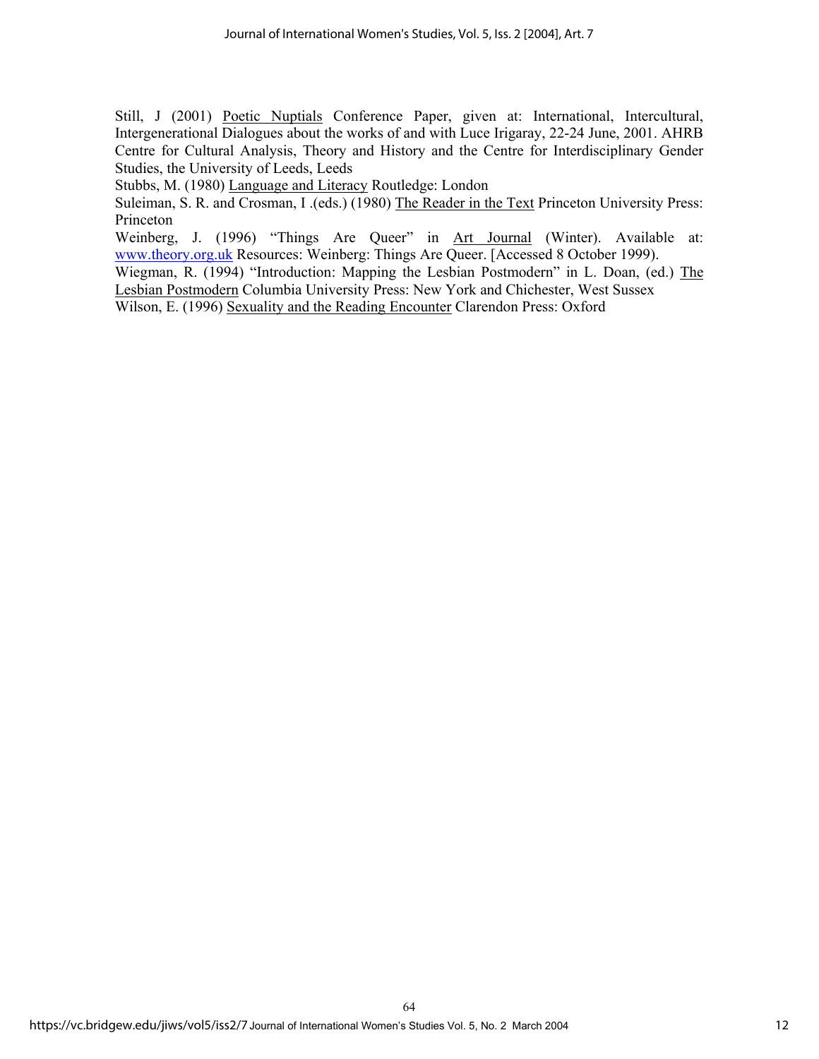Still, J (2001) Poetic Nuptials Conference Paper, given at: International, Intercultural, Intergenerational Dialogues about the works of and with Luce Irigaray, 22-24 June, 2001. AHRB Centre for Cultural Analysis, Theory and History and the Centre for Interdisciplinary Gender Studies, the University of Leeds, Leeds

Stubbs, M. (1980) Language and Literacy Routledge: London

Suleiman, S. R. and Crosman, I .(eds.) (1980) The Reader in the Text Princeton University Press: Princeton

Weinberg, J. (1996) "Things Are Queer" in Art Journal (Winter). Available at: www.theory.org.uk Resources: Weinberg: Things Are Queer. [Accessed 8 October 1999).

Wiegman, R. (1994) "Introduction: Mapping the Lesbian Postmodern" in L. Doan, (ed.) The Lesbian Postmodern Columbia University Press: New York and Chichester, West Sussex

Wilson, E. (1996) Sexuality and the Reading Encounter Clarendon Press: Oxford